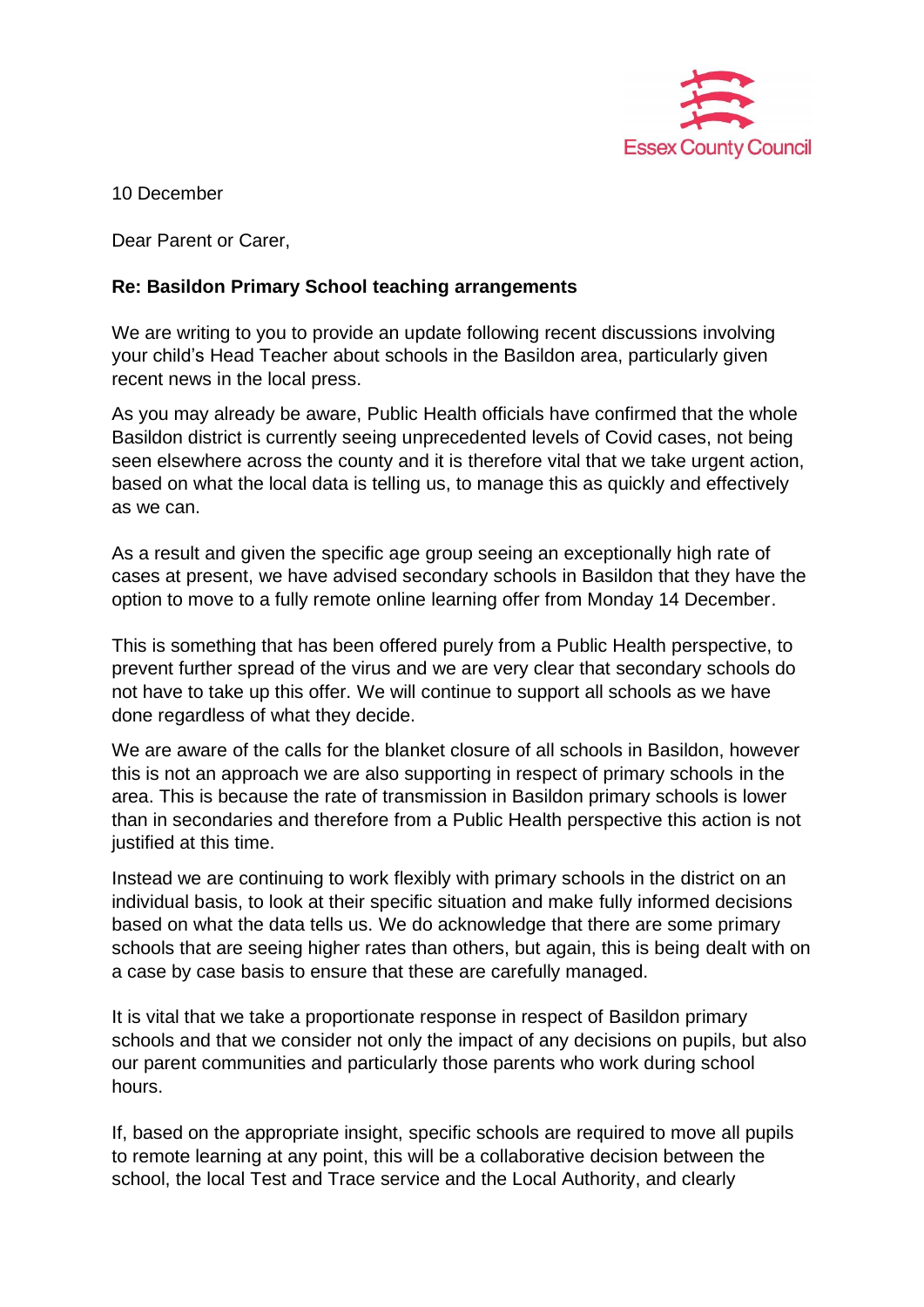Essex County Council

10 December

Dear Parent or Carer,

**Re: Basildon Primary School teaching arrangements**

We are writing to you to provide an update following recent discussions involving your child's Head Teacher about schools in the Basildon area, particularly given recent news in the local press.

As you may already be aware, Public Health officials have confirmed that the whole Basildon district is currently seeing unprecedented levels of Covid cases, not being seen elsewhere across the county and it is therefore vital that we take urgent action, based on what the local data is telling us, to manage this as quickly and effectively as we can.

As a result and given the specific age group seeing an exceptionally high rate of cases at present, we have advised secondary schools in Basildon that they have the option to move to a fully remote online learning offer from Monday 14 December.

This is something that has been offered purely from a Public Health perspective, to prevent further spread of the virus and we are very clear that secondary schools do not have to take up this offer. We will continue to support all schools as we have done regardless of what they decide.

We are aware of the calls for the blanket closure of all schools in Basildon, however this is not an approach we are also supporting in respect of primary schools in the area. This is because the rate of transmission in Basildon primary schools is lower than in secondaries and therefore from a Public Health perspective this action is not justified at this time.

Instead we are continuing to work flexibly with primary schools in the district on an individual basis, to look at their specific situation and make fully informed decisions based on what the data tells us. We do acknowledge that there are some primary schools that are seeing higher rates than others, but again, this is being dealt with on a case by case basis to ensure that these are carefully managed.

It is vital that we take a proportionate response in respect of Basildon primary schools and that we consider not only the impact of any decisions on pupils, but also our parent communities and particularly those parents who work during school hours.

If, based on the appropriate insight, specific schools are required to move all pupils to remote learning at any point, this will be a collaborative decision between the school, the local Test and Trace service and the Local Authority, and clearly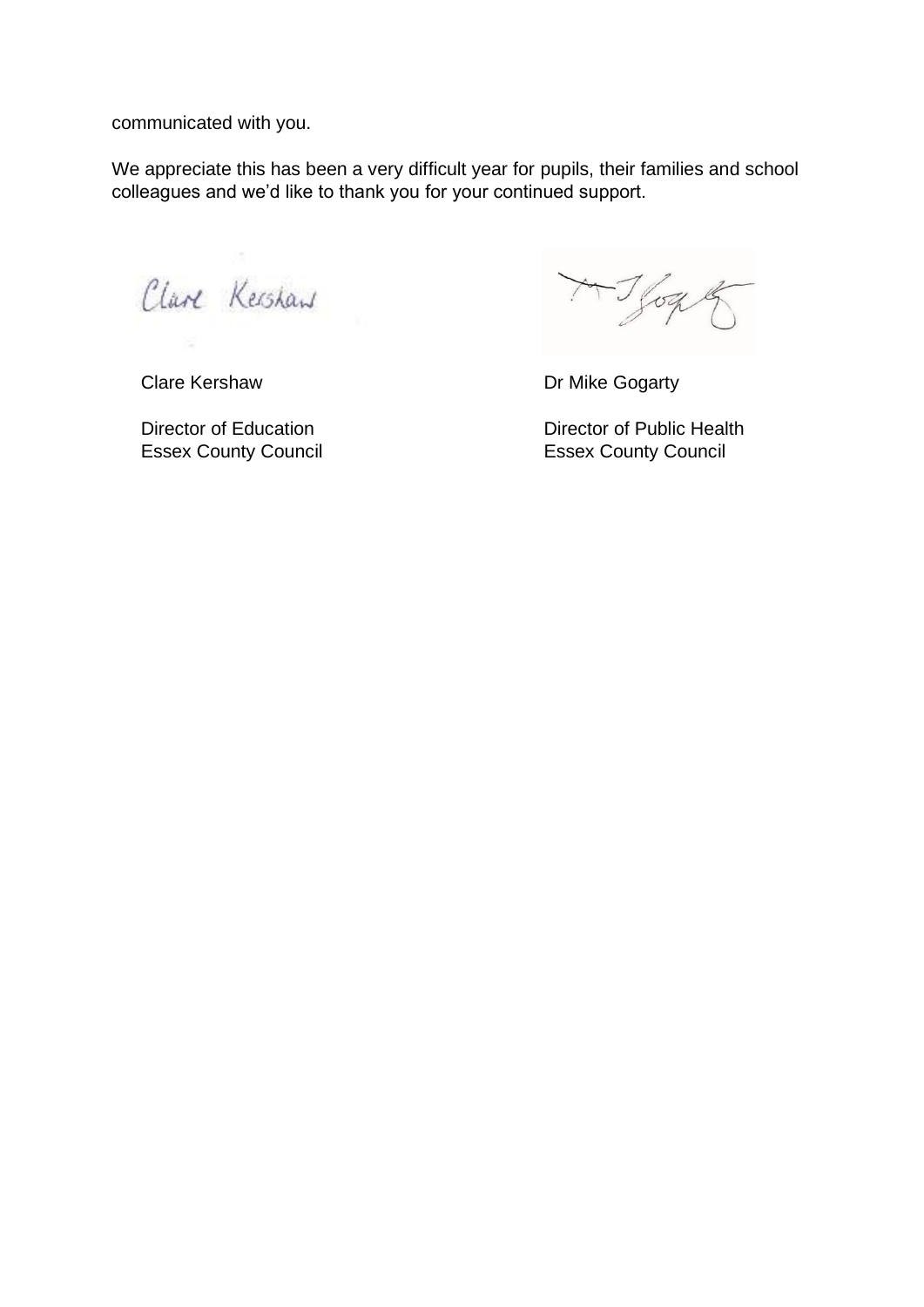communicated with you.

We appreciate this has been a very difficult year for pupils, their families and school colleagues and we'd like to thank you for your continued support.

Clare Kershaw

Director of Education
Essex County Council

Dr Mike Gogarty

Director of Public Health
Essex County Council